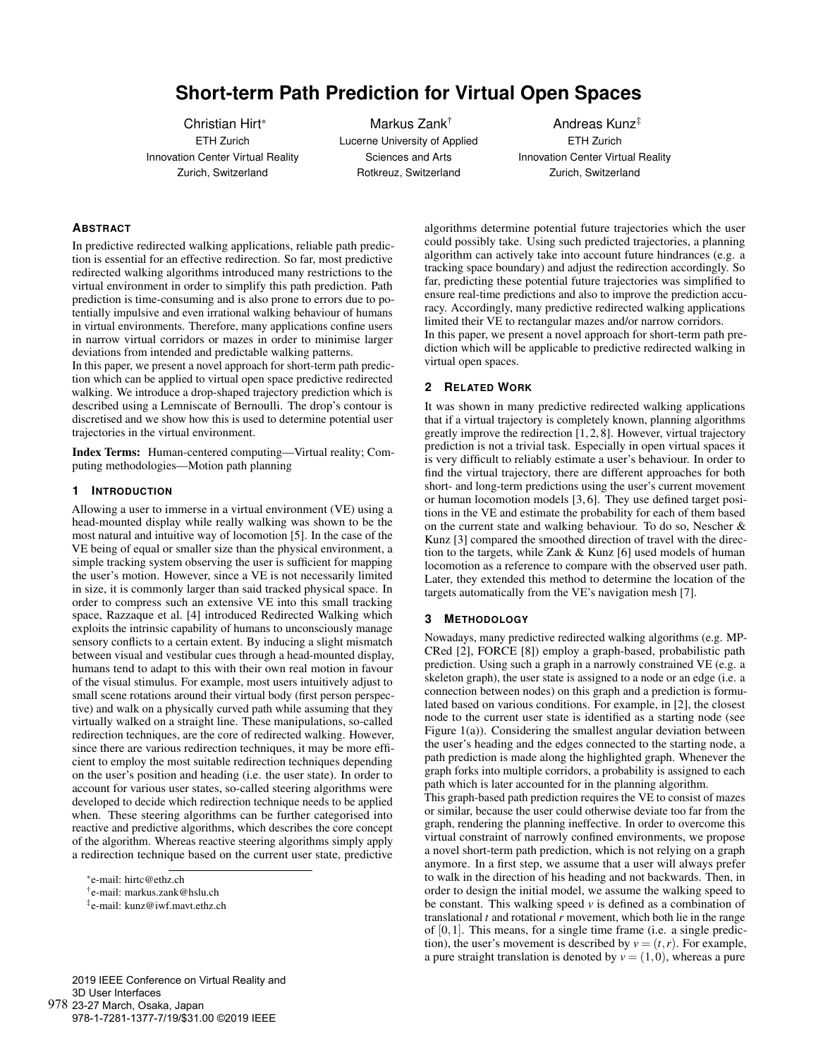# Short-term Path Prediction for Virtual Open Spaces

Christian Hirt*
ETH Zurich
Innovation Center Virtual Reality
Zurich, Switzerland

Markus Zank†
Lucerne University of Applied Sciences and Arts
Rotkreuz, Switzerland

Andreas Kunz‡
ETH Zurich
Innovation Center Virtual Reality
Zurich, Switzerland

## Abstract

In predictive redirected walking applications, reliable path prediction is essential for an effective redirection. So far, most predictive redirected walking algorithms introduced many restrictions to the virtual environment in order to simplify this path prediction. Path prediction is time-consuming and is also prone to errors due to potentially impulsive and even irrational walking behaviour of humans in virtual environments. Therefore, many applications confine users in narrow virtual corridors or mazes in order to minimise larger deviations from intended and predictable walking patterns.

In this paper, we present a novel approach for short-term path prediction which can be applied to virtual open space predictive redirected walking. We introduce a drop-shaped trajectory prediction which is described using a Lemniscate of Bernoulli. The drop's contour is discretised and we show how this is used to determine potential user trajectories in the virtual environment.

**Index Terms:** Human-centered computing—Virtual reality; Computing methodologies—Motion path planning

## 1 Introduction

Allowing a user to immerse in a virtual environment (VE) using a head-mounted display while really walking was shown to be the most natural and intuitive way of locomotion [5]. In the case of the VE being of equal or smaller size than the physical environment, a simple tracking system observing the user is sufficient for mapping the user's motion. However, since a VE is not necessarily limited in size, it is commonly larger than said tracked physical space. In order to compress such an extensive VE into this small tracking space, Razzaque et al. [4] introduced Redirected Walking which exploits the intrinsic capability of humans to unconsciously manage sensory conflicts to a certain extent. By inducing a slight mismatch between visual and vestibular cues through a head-mounted display, humans tend to adapt to this with their own real motion in favour of the visual stimulus. For example, most users intuitively adjust to small scene rotations around their virtual body (first person perspective) and walk on a physically curved path while assuming that they virtually walked on a straight line. These manipulations, so-called redirection techniques, are the core of redirected walking. However, since there are various redirection techniques, it may be more efficient to employ the most suitable redirection techniques depending on the user's position and heading (i.e. the user state). In order to account for various user states, so-called steering algorithms were developed to decide which redirection technique needs to be applied when. These steering algorithms can be further categorised into reactive and predictive algorithms, which describes the core concept of the algorithm. Whereas reactive steering algorithms simply apply a redirection technique based on the current user state, predictive algorithms determine potential future trajectories which the user could possibly take. Using such predicted trajectories, a planning algorithm can actively take into account future hindrances (e.g. a tracking space boundary) and adjust the redirection accordingly. So far, predicting these potential future trajectories was simplified to ensure real-time predictions and also to improve the prediction accuracy. Accordingly, many predictive redirected walking applications limited their VE to rectangular mazes and/or narrow corridors.

In this paper, we present a novel approach for short-term path prediction which will be applicable to predictive redirected walking in virtual open spaces.

## 2 Related Work

It was shown in many predictive redirected walking applications that if a virtual trajectory is completely known, planning algorithms greatly improve the redirection [1, 2, 8]. However, virtual trajectory prediction is not a trivial task. Especially in open virtual spaces it is very difficult to reliably estimate a user's behaviour. In order to find the virtual trajectory, there are different approaches for both short- and long-term predictions using the user's current movement or human locomotion models [3, 6]. They use defined target positions in the VE and estimate the probability for each of them based on the current state and walking behaviour. To do so, Nescher & Kunz [3] compared the smoothed direction of travel with the direction to the targets, while Zank & Kunz [6] used models of human locomotion as a reference to compare with the observed user path. Later, they extended this method to determine the location of the targets automatically from the VE's navigation mesh [7].

## 3 Methodology

Nowadays, many predictive redirected walking algorithms (e.g. MPCRed [2], FORCE [8]) employ a graph-based, probabilistic path prediction. Using such a graph in a narrowly constrained VE (e.g. a skeleton graph), the user state is assigned to a node or an edge (i.e. a connection between nodes) on this graph and a prediction is formulated based on various conditions. For example, in [2], the closest node to the current user state is identified as a starting node (see Figure 1(a)). Considering the smallest angular deviation between the user's heading and the edges connected to the starting node, a path prediction is made along the highlighted graph. Whenever the graph forks into multiple corridors, a probability is assigned to each path which is later accounted for in the planning algorithm.

This graph-based path prediction requires the VE to consist of mazes or similar, because the user could otherwise deviate too far from the graph, rendering the planning ineffective. In order to overcome this virtual constraint of narrowly confined environments, we propose a novel short-term path prediction, which is not relying on a graph anymore. In a first step, we assume that a user will always prefer to walk in the direction of his heading and not backwards. Then, in order to design the initial model, we assume the walking speed to be constant. This walking speed $v$ is defined as a combination of translational $t$ and rotational $r$ movement, which both lie in the range of $[0,1]$. This means, for a single time frame (i.e. a single prediction), the user's movement is described by $v = (t, r)$. For example, a pure straight translation is denoted by $v = (1, 0)$, whereas a pure

*e-mail: hirtc@ethz.ch
†e-mail: markus.zank@hslu.ch
‡e-mail: kunz@iwf.mavt.ethz.ch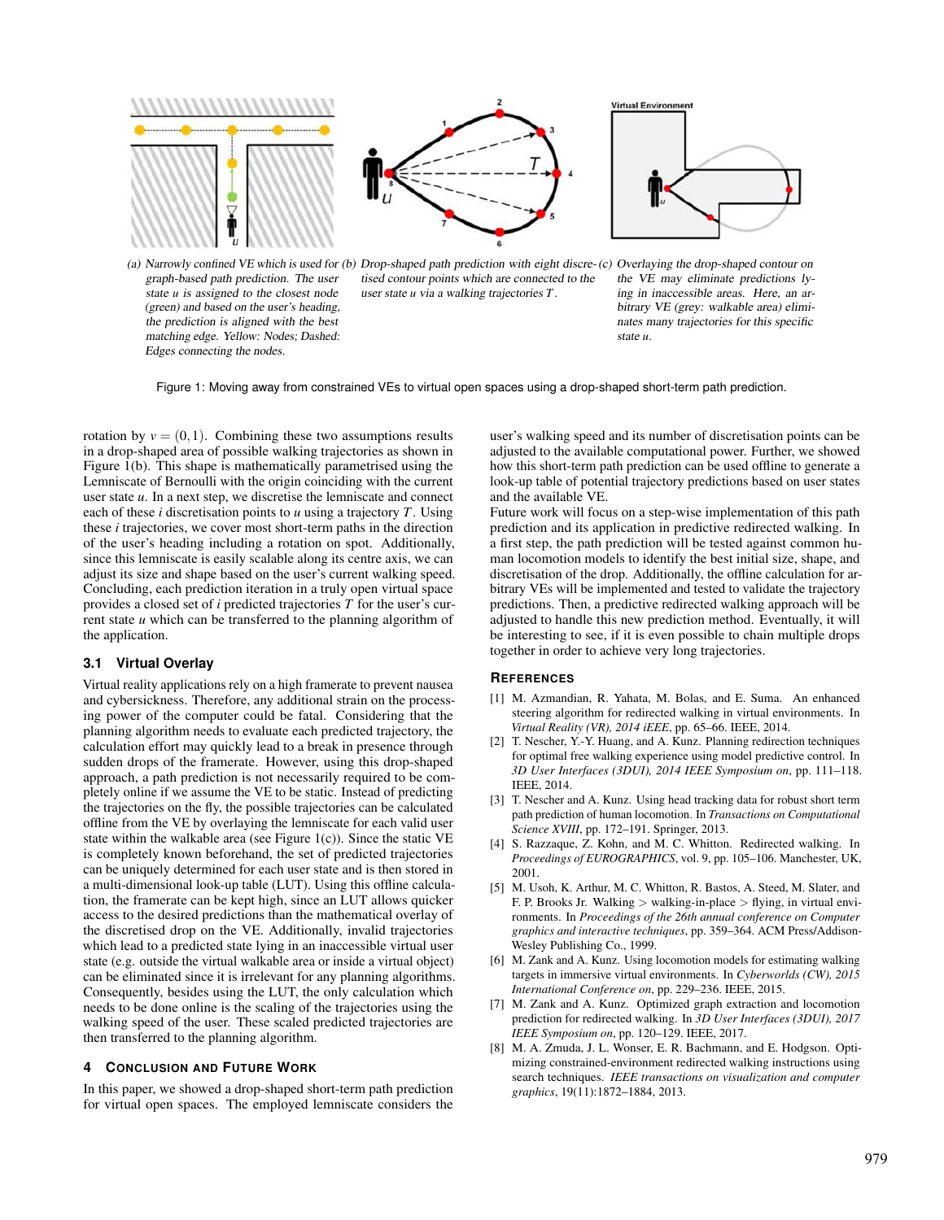(a) Narrowly confined VE which is used for graph-based path prediction. The user state $u$ is assigned to the closest node (green) and based on the user's heading, the prediction is aligned with the best matching edge. Yellow: Nodes; Dashed: Edges connecting the nodes.

(b) Drop-shaped path prediction with eight discretised contour points which are connected to the user state $u$ via a walking trajectories $T$.

(c) Overlaying the drop-shaped contour on the VE may eliminate predictions lying in inaccessible areas. Here, an arbitrary VE (grey: walkable area) eliminates many trajectories for this specific state $u$.

Figure 1: Moving away from constrained VEs to virtual open spaces using a drop-shaped short-term path prediction.

rotation by $v = (0,1)$. Combining these two assumptions results in a drop-shaped area of possible walking trajectories as shown in Figure 1(b). This shape is mathematically parametrised using the Lemniscate of Bernoulli with the origin coinciding with the current user state $u$. In a next step, we discretise the lemniscate and connect each of these $i$ discretisation points to $u$ using a trajectory $T$. Using these $i$ trajectories, we cover most short-term paths in the direction of the user's heading including a rotation on spot. Additionally, since this lemniscate is easily scalable along its centre axis, we can adjust its size and shape based on the user's current walking speed. Concluding, each prediction iteration in a truly open virtual space provides a closed set of $i$ predicted trajectories $T$ for the user's current state $u$ which can be transferred to the planning algorithm of the application.

### 3.1 Virtual Overlay

Virtual reality applications rely on a high framerate to prevent nausea and cybersickness. Therefore, any additional strain on the processing power of the computer could be fatal. Considering that the planning algorithm needs to evaluate each predicted trajectory, the calculation effort may quickly lead to a break in presence through sudden drops of the framerate. However, using this drop-shaped approach, a path prediction is not necessarily required to be completely online if we assume the VE to be static. Instead of predicting the trajectories on the fly, the possible trajectories can be calculated offline from the VE by overlaying the lemniscate for each valid user state within the walkable area (see Figure 1(c)). Since the static VE is completely known beforehand, the set of predicted trajectories can be uniquely determined for each user state and is then stored in a multi-dimensional look-up table (LUT). Using this offline calculation, the framerate can be kept high, since an LUT allows quicker access to the desired predictions than the mathematical overlay of the discretised drop on the VE. Additionally, invalid trajectories which lead to a predicted state lying in an inaccessible virtual user state (e.g. outside the virtual walkable area or inside a virtual object) can be eliminated since it is irrelevant for any planning algorithms. Consequently, besides using the LUT, the only calculation which needs to be done online is the scaling of the trajectories using the walking speed of the user. These scaled predicted trajectories are then transferred to the planning algorithm.

## 4 Conclusion and Future Work

In this paper, we showed a drop-shaped short-term path prediction for virtual open spaces. The employed lemniscate considers the user's walking speed and its number of discretisation points can be adjusted to the available computational power. Further, we showed how this short-term path prediction can be used offline to generate a look-up table of potential trajectory predictions based on user states and the available VE.

Future work will focus on a step-wise implementation of this path prediction and its application in predictive redirected walking. In a first step, the path prediction will be tested against common human locomotion models to identify the best initial size, shape, and discretisation of the drop. Additionally, the offline calculation for arbitrary VEs will be implemented and tested to validate the trajectory predictions. Then, a predictive redirected walking approach will be adjusted to handle this new prediction method. Eventually, it will be interesting to see, if it is even possible to chain multiple drops together in order to achieve very long trajectories.

## References

[1] M. Azmandian, R. Yahata, M. Bolas, and E. Suma. An enhanced steering algorithm for redirected walking in virtual environments. In *Virtual Reality (VR), 2014 iEEE*, pp. 65–66. IEEE, 2014.

[2] T. Nescher, Y.-Y. Huang, and A. Kunz. Planning redirection techniques for optimal free walking experience using model predictive control. In *3D User Interfaces (3DUI), 2014 IEEE Symposium on*, pp. 111–118. IEEE, 2014.

[3] T. Nescher and A. Kunz. Using head tracking data for robust short term path prediction of human locomotion. In *Transactions on Computational Science XVIII*, pp. 172–191. Springer, 2013.

[4] S. Razzaque, Z. Kohn, and M. C. Whitton. Redirected walking. In *Proceedings of EUROGRAPHICS*, vol. 9, pp. 105–106. Manchester, UK, 2001.

[5] M. Usoh, K. Arthur, M. C. Whitton, R. Bastos, A. Steed, M. Slater, and F. P. Brooks Jr. Walking > walking-in-place > flying, in virtual environments. In *Proceedings of the 26th annual conference on Computer graphics and interactive techniques*, pp. 359–364. ACM Press/Addison-Wesley Publishing Co., 1999.

[6] M. Zank and A. Kunz. Using locomotion models for estimating walking targets in immersive virtual environments. In *Cyberworlds (CW), 2015 International Conference on*, pp. 229–236. IEEE, 2015.

[7] M. Zank and A. Kunz. Optimized graph extraction and locomotion prediction for redirected walking. In *3D User Interfaces (3DUI), 2017 IEEE Symposium on*, pp. 120–129. IEEE, 2017.

[8] M. A. Zmuda, J. L. Wonser, E. R. Bachmann, and E. Hodgson. Optimizing constrained-environment redirected walking instructions using search techniques. *IEEE transactions on visualization and computer graphics*, 19(11):1872–1884, 2013.